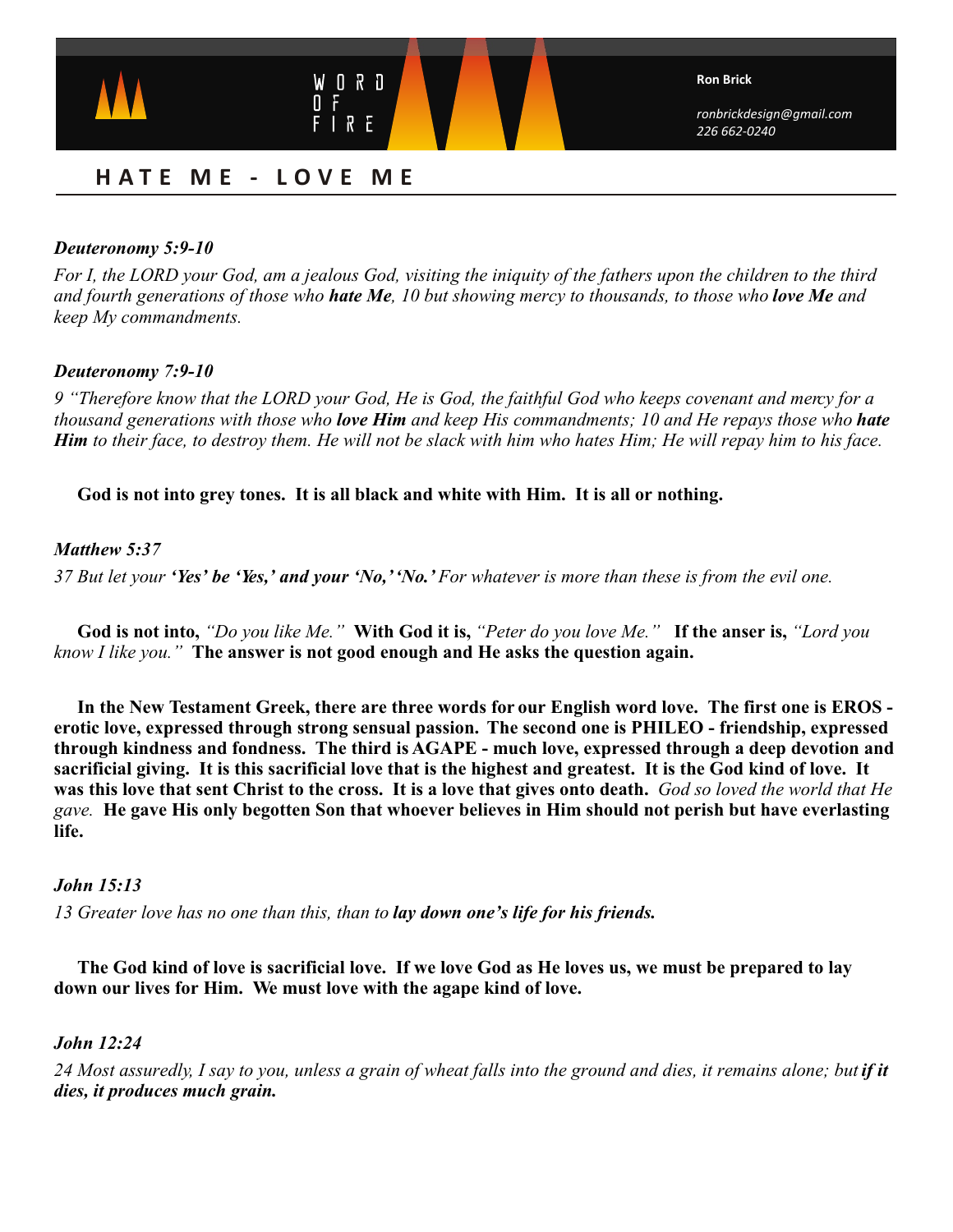WORD OF FIRE

**Ron Brick**

*ronbrickdesign@gmail.com*
*226 662-0240*

## HATE ME - LOVE ME

***Deuteronomy 5:9-10***

*For I, the LORD your God, am a jealous God, visiting the iniquity of the fathers upon the children to the third and fourth generations of those who **hate Me**, 10 but showing mercy to thousands, to those who **love Me** and keep My commandments.*

***Deuteronomy 7:9-10***

*9 "Therefore know that the LORD your God, He is God, the faithful God who keeps covenant and mercy for a thousand generations with those who **love Him** and keep His commandments; 10 and He repays those who **hate Him** to their face, to destroy them. He will not be slack with him who hates Him; He will repay him to his face.*

**God is not into grey tones. It is all black and white with Him. It is all or nothing.**

***Matthew 5:37***

*37 But let your **'Yes' be 'Yes,' and your 'No,' 'No.'** For whatever is more than these is from the evil one.*

**God is not into,** *"Do you like Me."* **With God it is,** *"Peter do you love Me."* **If the anser is,** *"Lord you know I like you."* **The answer is not good enough and He asks the question again.**

**In the New Testament Greek, there are three words for our English word love. The first one is EROS - erotic love, expressed through strong sensual passion. The second one is PHILEO - friendship, expressed through kindness and fondness. The third is AGAPE - much love, expressed through a deep devotion and sacrificial giving. It is this sacrificial love that is the highest and greatest. It is the God kind of love. It was this love that sent Christ to the cross. It is a love that gives onto death.** *God so loved the world that He gave.* **He gave His only begotten Son that whoever believes in Him should not perish but have everlasting life.**

***John 15:13***

*13 Greater love has no one than this, than to **lay down one's life for his friends.***

**The God kind of love is sacrificial love. If we love God as He loves us, we must be prepared to lay down our lives for Him. We must love with the agape kind of love.**

***John 12:24***

*24 Most assuredly, I say to you, unless a grain of wheat falls into the ground and dies, it remains alone; but **if it dies, it produces much grain.***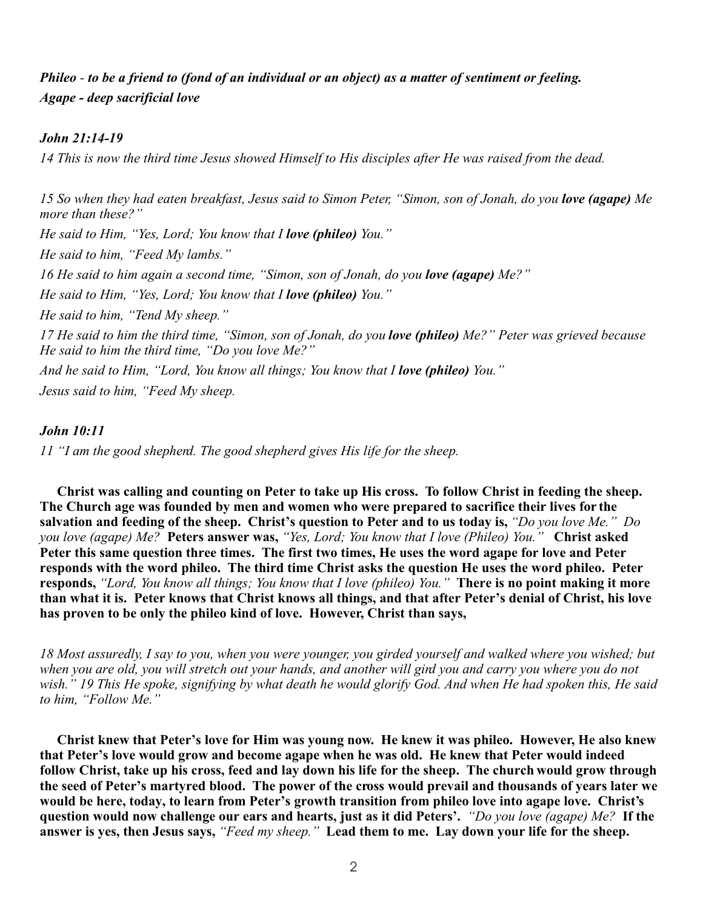***Phileo** - to be a friend to (fond of an individual or an object) as a matter of sentiment or feeling.*
***Agape - deep sacrificial love***

***John 21:14-19***

*14 This is now the third time Jesus showed Himself to His disciples after He was raised from the dead.*

*15 So when they had eaten breakfast, Jesus said to Simon Peter, "Simon, son of Jonah, do you **love (agape)** Me more than these?"*

*He said to Him, "Yes, Lord; You know that I **love (phileo)** You."*

*He said to him, "Feed My lambs."*

*16 He said to him again a second time, "Simon, son of Jonah, do you **love (agape)** Me?"*

*He said to Him, "Yes, Lord; You know that I **love (phileo)** You."*

*He said to him, "Tend My sheep."*

*17 He said to him the third time, "Simon, son of Jonah, do you **love (phileo)** Me?" Peter was grieved because He said to him the third time, "Do you love Me?"*

*And he said to Him, "Lord, You know all things; You know that I **love (phileo)** You."*

*Jesus said to him, "Feed My sheep.*

***John 10:11***

*11 "I am the good shepherd. The good shepherd gives His life for the sheep.*

**Christ was calling and counting on Peter to take up His cross. To follow Christ in feeding the sheep. The Church age was founded by men and women who were prepared to sacrifice their lives for the salvation and feeding of the sheep. Christ's question to Peter and to us today is,** *"Do you love Me." Do you love (agape) Me?* **Peters answer was,** *"Yes, Lord; You know that I love (Phileo) You."* **Christ asked Peter this same question three times. The first two times, He uses the word agape for love and Peter responds with the word phileo. The third time Christ asks the question He uses the word phileo. Peter responds,** *"Lord, You know all things; You know that I love (phileo) You."* **There is no point making it more than what it is. Peter knows that Christ knows all things, and that after Peter's denial of Christ, his love has proven to be only the phileo kind of love. However, Christ than says,**

*18 Most assuredly, I say to you, when you were younger, you girded yourself and walked where you wished; but when you are old, you will stretch out your hands, and another will gird you and carry you where you do not wish." 19 This He spoke, signifying by what death he would glorify God. And when He had spoken this, He said to him, "Follow Me."*

**Christ knew that Peter's love for Him was young now. He knew it was phileo. However, He also knew that Peter's love would grow and become agape when he was old. He knew that Peter would indeed follow Christ, take up his cross, feed and lay down his life for the sheep. The church would grow through the seed of Peter's martyred blood. The power of the cross would prevail and thousands of years later we would be here, today, to learn from Peter's growth transition from phileo love into agape love. Christ's question would now challenge our ears and hearts, just as it did Peters'.** *"Do you love (agape) Me?"* **If the answer is yes, then Jesus says,** *"Feed my sheep."* **Lead them to me. Lay down your life for the sheep.**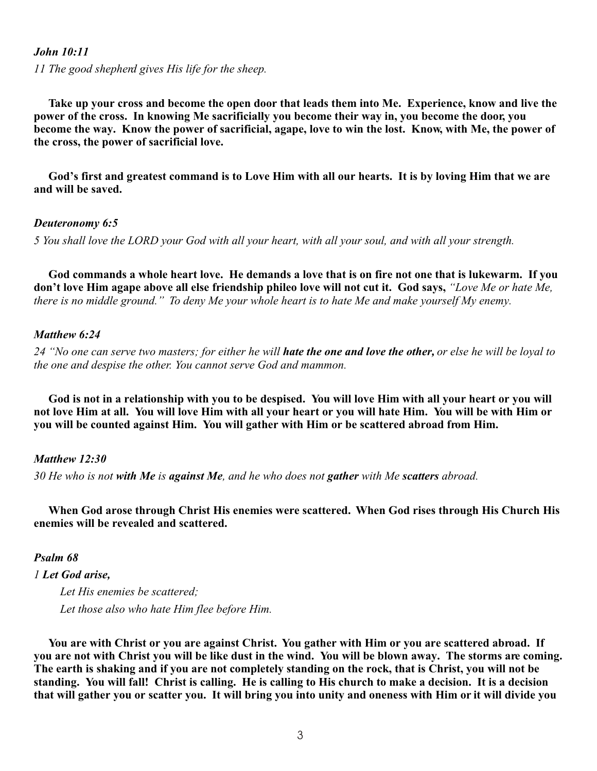***John 10:11***

*11 The good shepherd gives His life for the sheep.*

**Take up your cross and become the open door that leads them into Me. Experience, know and live the power of the cross. In knowing Me sacrificially you become their way in, you become the door, you become the way. Know the power of sacrificial, agape, love to win the lost. Know, with Me, the power of the cross, the power of sacrificial love.**

**God's first and greatest command is to Love Him with all our hearts. It is by loving Him that we are and will be saved.**

***Deuteronomy 6:5***

*5 You shall love the LORD your God with all your heart, with all your soul, and with all your strength.*

**God commands a whole heart love. He demands a love that is on fire not one that is lukewarm. If you don't love Him agape above all else friendship phileo love will not cut it. God says,** *"Love Me or hate Me, there is no middle ground." To deny Me your whole heart is to hate Me and make yourself My enemy.*

***Matthew 6:24***

*24 "No one can serve two masters; for either he will* ***hate the one and love the other,*** *or else he will be loyal to the one and despise the other. You cannot serve God and mammon.*

**God is not in a relationship with you to be despised. You will love Him with all your heart or you will not love Him at all. You will love Him with all your heart or you will hate Him. You will be with Him or you will be counted against Him. You will gather with Him or be scattered abroad from Him.**

***Matthew 12:30***

*30 He who is not* ***with Me*** *is* ***against Me****, and he who does not* ***gather*** *with Me* ***scatters*** *abroad.*

**When God arose through Christ His enemies were scattered. When God rises through His Church His enemies will be revealed and scattered.**

***Psalm 68***

*1* ***Let God arise,***

*Let His enemies be scattered;*
*Let those also who hate Him flee before Him.*

**You are with Christ or you are against Christ. You gather with Him or you are scattered abroad. If you are not with Christ you will be like dust in the wind. You will be blown away. The storms are coming. The earth is shaking and if you are not completely standing on the rock, that is Christ, you will not be standing. You will fall! Christ is calling. He is calling to His church to make a decision. It is a decision that will gather you or scatter you. It will bring you into unity and oneness with Him or it will divide you**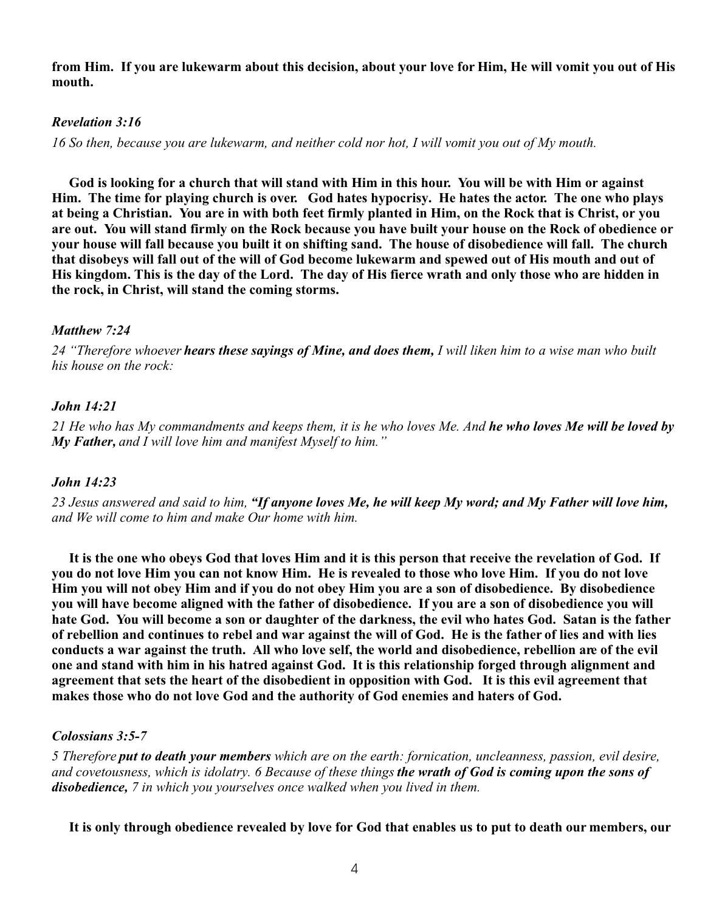**from Him. If you are lukewarm about this decision, about your love for Him, He will vomit you out of His mouth.**

***Revelation 3:16***

*16 So then, because you are lukewarm, and neither cold nor hot, I will vomit you out of My mouth.*

**God is looking for a church that will stand with Him in this hour. You will be with Him or against Him. The time for playing church is over. God hates hypocrisy. He hates the actor. The one who plays at being a Christian. You are in with both feet firmly planted in Him, on the Rock that is Christ, or you are out. You will stand firmly on the Rock because you have built your house on the Rock of obedience or your house will fall because you built it on shifting sand. The house of disobedience will fall. The church that disobeys will fall out of the will of God become lukewarm and spewed out of His mouth and out of His kingdom. This is the day of the Lord. The day of His fierce wrath and only those who are hidden in the rock, in Christ, will stand the coming storms.**

***Matthew 7:24***

*24 "Therefore whoever* ***hears these sayings of Mine, and does them,*** *I will liken him to a wise man who built his house on the rock:*

***John 14:21***

*21 He who has My commandments and keeps them, it is he who loves Me. And* ***he who loves Me will be loved by My Father,*** *and I will love him and manifest Myself to him."*

***John 14:23***

*23 Jesus answered and said to him,* ***"If anyone loves Me, he will keep My word; and My Father will love him,*** *and We will come to him and make Our home with him.*

**It is the one who obeys God that loves Him and it is this person that receive the revelation of God. If you do not love Him you can not know Him. He is revealed to those who love Him. If you do not love Him you will not obey Him and if you do not obey Him you are a son of disobedience. By disobedience you will have become aligned with the father of disobedience. If you are a son of disobedience you will hate God. You will become a son or daughter of the darkness, the evil who hates God. Satan is the father of rebellion and continues to rebel and war against the will of God. He is the father of lies and with lies conducts a war against the truth. All who love self, the world and disobedience, rebellion are of the evil one and stand with him in his hatred against God. It is this relationship forged through alignment and agreement that sets the heart of the disobedient in opposition with God. It is this evil agreement that makes those who do not love God and the authority of God enemies and haters of God.**

***Colossians 3:5-7***

*5 Therefore* ***put to death your members*** *which are on the earth: fornication, uncleanness, passion, evil desire, and covetousness, which is idolatry. 6 Because of these things* ***the wrath of God is coming upon the sons of disobedience,*** *7 in which you yourselves once walked when you lived in them.*

**It is only through obedience revealed by love for God that enables us to put to death our members, our**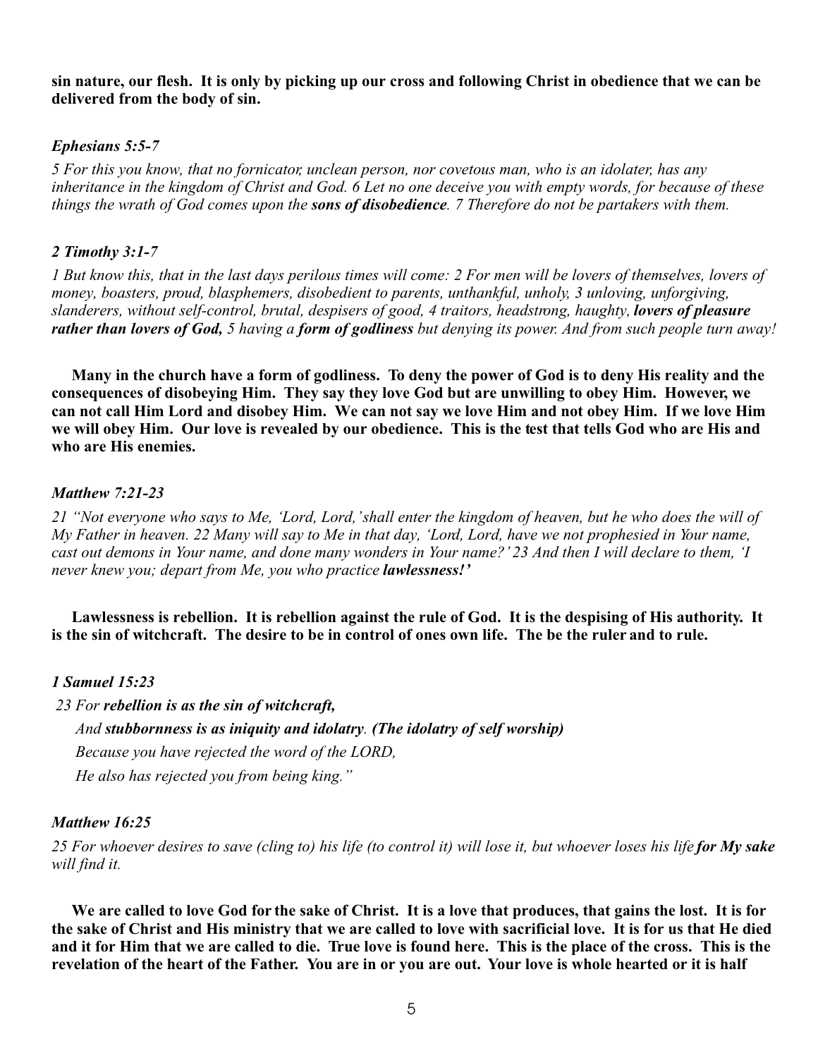**sin nature, our flesh. It is only by picking up our cross and following Christ in obedience that we can be delivered from the body of sin.**

***Ephesians 5:5-7***

*5 For this you know, that no fornicator, unclean person, nor covetous man, who is an idolater, has any inheritance in the kingdom of Christ and God. 6 Let no one deceive you with empty words, for because of these things the wrath of God comes upon the* ***sons of disobedience****. 7 Therefore do not be partakers with them.*

***2 Timothy 3:1-7***

*1 But know this, that in the last days perilous times will come: 2 For men will be lovers of themselves, lovers of money, boasters, proud, blasphemers, disobedient to parents, unthankful, unholy, 3 unloving, unforgiving, slanderers, without self-control, brutal, despisers of good, 4 traitors, headstrong, haughty,* ***lovers of pleasure rather than lovers of God,*** *5 having a* ***form of godliness*** *but denying its power. And from such people turn away!*

**Many in the church have a form of godliness. To deny the power of God is to deny His reality and the consequences of disobeying Him. They say they love God but are unwilling to obey Him. However, we can not call Him Lord and disobey Him. We can not say we love Him and not obey Him. If we love Him we will obey Him. Our love is revealed by our obedience. This is the test that tells God who are His and who are His enemies.**

***Matthew 7:21-23***

*21 "Not everyone who says to Me, 'Lord, Lord,' shall enter the kingdom of heaven, but he who does the will of My Father in heaven. 22 Many will say to Me in that day, 'Lord, Lord, have we not prophesied in Your name, cast out demons in Your name, and done many wonders in Your name?' 23 And then I will declare to them, 'I never knew you; depart from Me, you who practice* ***lawlessness!'***

**Lawlessness is rebellion. It is rebellion against the rule of God. It is the despising of His authority. It is the sin of witchcraft. The desire to be in control of ones own life. The be the ruler and to rule.**

***1 Samuel 15:23***

*23 For* ***rebellion is as the sin of witchcraft,***
*And* ***stubbornness is as iniquity and idolatry****.* ***(The idolatry of self worship)***
*Because you have rejected the word of the LORD,*
*He also has rejected you from being king."*

***Matthew 16:25***

*25 For whoever desires to save (cling to) his life (to control it) will lose it, but whoever loses his life* ***for My sake*** *will find it.*

**We are called to love God for the sake of Christ. It is a love that produces, that gains the lost. It is for the sake of Christ and His ministry that we are called to love with sacrificial love. It is for us that He died and it for Him that we are called to die. True love is found here. This is the place of the cross. This is the revelation of the heart of the Father. You are in or you are out. Your love is whole hearted or it is half**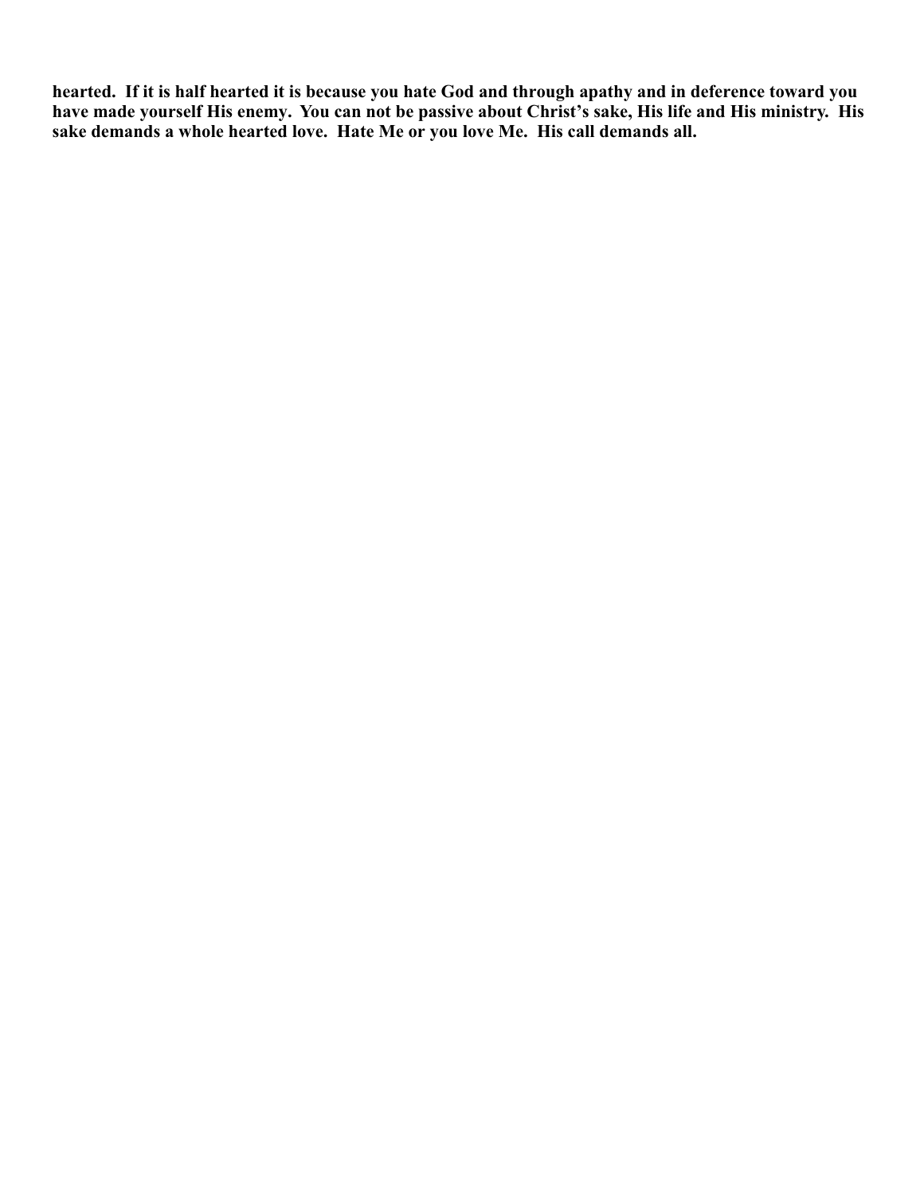**hearted. If it is half hearted it is because you hate God and through apathy and in deference toward you have made yourself His enemy. You can not be passive about Christ's sake, His life and His ministry. His sake demands a whole hearted love. Hate Me or you love Me. His call demands all.**